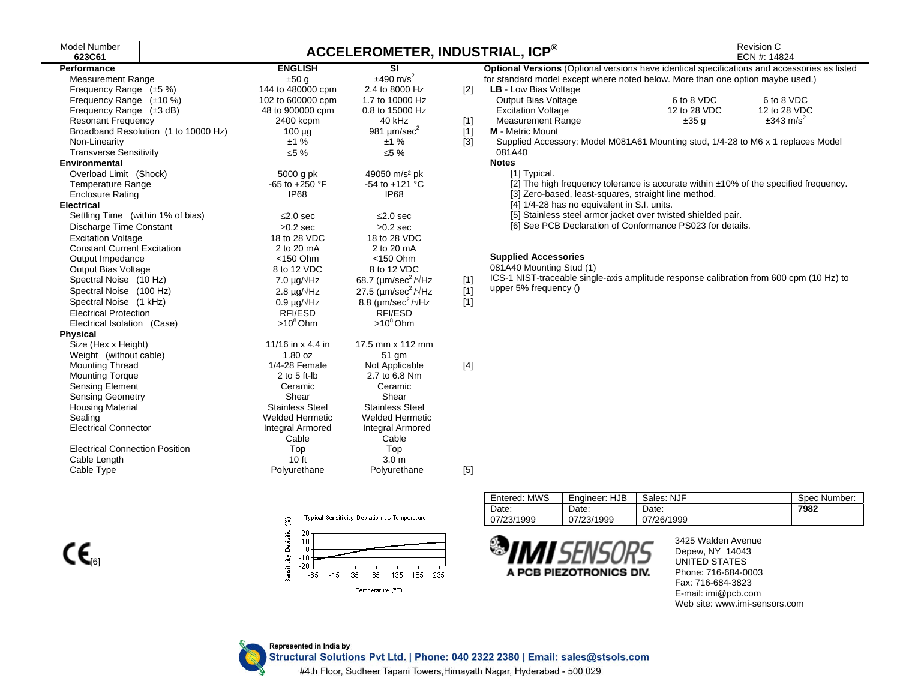| Model Number **623C61** | **ACCELEROMETER, INDUSTRIAL, ICP®** | Revision C ECN #: 14824 |
|---|---|---|

| **Performance** | **ENGLISH** | **SI** | |
|---|---|---|---|
| Measurement Range | ±50 g | ±490 m/s² | |
| Frequency Range (±5 %) | 144 to 480000 cpm | 2.4 to 8000 Hz | [2] |
| Frequency Range (±10 %) | 102 to 600000 cpm | 1.7 to 10000 Hz | |
| Frequency Range (±3 dB) | 48 to 900000 cpm | 0.8 to 15000 Hz | |
| Resonant Frequency | 2400 kcpm | 40 kHz | [1] |
| Broadband Resolution (1 to 10000 Hz) | 100 µg | 981 µm/sec² | [1] |
| Non-Linearity | ±1 % | ±1 % | [3] |
| Transverse Sensitivity | ≤5 % | ≤5 % | |
| **Environmental** | | | |
| Overload Limit (Shock) | 5000 g pk | 49050 m/s² pk | |
| Temperature Range | -65 to +250 °F | -54 to +121 °C | |
| Enclosure Rating | IP68 | IP68 | |
| **Electrical** | | | |
| Settling Time (within 1% of bias) | ≤2.0 sec | ≤2.0 sec | |
| Discharge Time Constant | ≥0.2 sec | ≥0.2 sec | |
| Excitation Voltage | 18 to 28 VDC | 18 to 28 VDC | |
| Constant Current Excitation | 2 to 20 mA | 2 to 20 mA | |
| Output Impedance | <150 Ohm | <150 Ohm | |
| Output Bias Voltage | 8 to 12 VDC | 8 to 12 VDC | |
| Spectral Noise (10 Hz) | 7.0 µg/√Hz | 68.7 (µm/sec²)/√Hz | [1] |
| Spectral Noise (100 Hz) | 2.8 µg/√Hz | 27.5 (µm/sec²)/√Hz | [1] |
| Spectral Noise (1 kHz) | 0.9 µg/√Hz | 8.8 (µm/sec²)/√Hz | [1] |
| Electrical Protection | RFI/ESD | RFI/ESD | |
| Electrical Isolation (Case) | >10⁸ Ohm | >10⁸ Ohm | |
| **Physical** | | | |
| Size (Hex x Height) | 11/16 in x 4.4 in | 17.5 mm x 112 mm | |
| Weight (without cable) | 1.80 oz | 51 gm | |
| Mounting Thread | 1/4-28 Female | Not Applicable | [4] |
| Mounting Torque | 2 to 5 ft-lb | 2.7 to 6.8 Nm | |
| Sensing Element | Ceramic | Ceramic | |
| Sensing Geometry | Shear | Shear | |
| Housing Material | Stainless Steel | Stainless Steel | |
| Sealing | Welded Hermetic | Welded Hermetic | |
| Electrical Connector | Integral Armored Cable | Integral Armored Cable | |
| Electrical Connection Position | Top | Top | |
| Cable Length | 10 ft | 3.0 m | |
| Cable Type | Polyurethane | Polyurethane | [5] |

CE[6]

Typical Sensitivity Deviation vs Temperature

**Optional Versions** (Optional versions have identical specifications and accessories as listed for standard model except where noted below. More than one option maybe used.)

**LB** - Low Bias Voltage

| | | |
|---|---|---|
| Output Bias Voltage | 6 to 8 VDC | 6 to 8 VDC |
| Excitation Voltage | 12 to 28 VDC | 12 to 28 VDC |
| Measurement Range | ±35 g | ±343 m/s² |

**M** - Metric Mount

Supplied Accessory: Model M081A61 Mounting stud, 1/4-28 to M6 x 1 replaces Model 081A40

**Notes**

[1] Typical.
[2] The high frequency tolerance is accurate within ±10% of the specified frequency.
[3] Zero-based, least-squares, straight line method.
[4] 1/4-28 has no equivalent in S.I. units.
[5] Stainless steel armor jacket over twisted shielded pair.
[6] See PCB Declaration of Conformance PS023 for details.

**Supplied Accessories**

081A40 Mounting Stud (1)
ICS-1 NIST-traceable single-axis amplitude response calibration from 600 cpm (10 Hz) to upper 5% frequency ()

| Entered: MWS | Engineer: HJB | Sales: NJF | | Spec Number: |
|---|---|---|---|---|
| Date: 07/23/1999 | Date: 07/23/1999 | Date: 07/26/1999 | | **7982** |

IMI SENSORS
A PCB PIEZOTRONICS DIV.

3425 Walden Avenue
Depew, NY 14043
UNITED STATES
Phone: 716-684-0003
Fax: 716-684-3823
E-mail: imi@pcb.com
Web site: www.imi-sensors.com

Represented in India by
**Structural Solutions Pvt Ltd. | Phone: 040 2322 2380 | Email: sales@stsols.com**
#4th Floor, Sudheer Tapani Towers,Himayath Nagar, Hyderabad - 500 029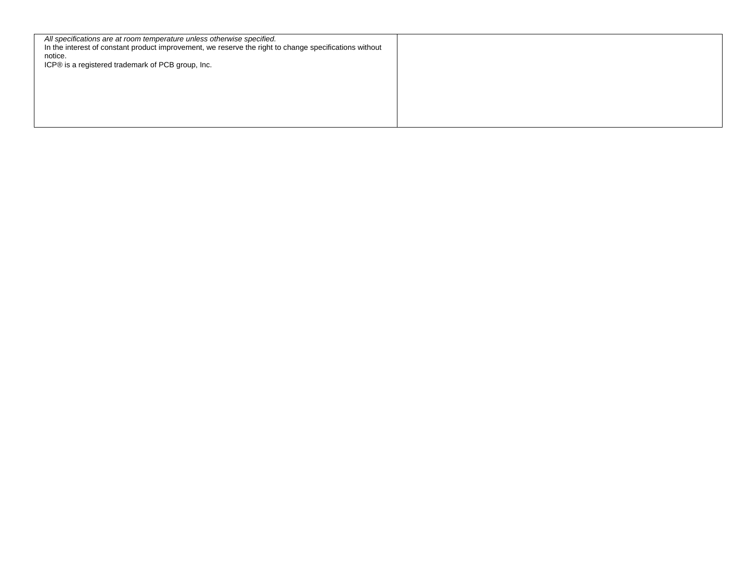| | |
|---|---|
| *All specifications are at room temperature unless otherwise specified.*<br>In the interest of constant product improvement, we reserve the right to change specifications without notice.<br>ICP® is a registered trademark of PCB group, Inc. | |